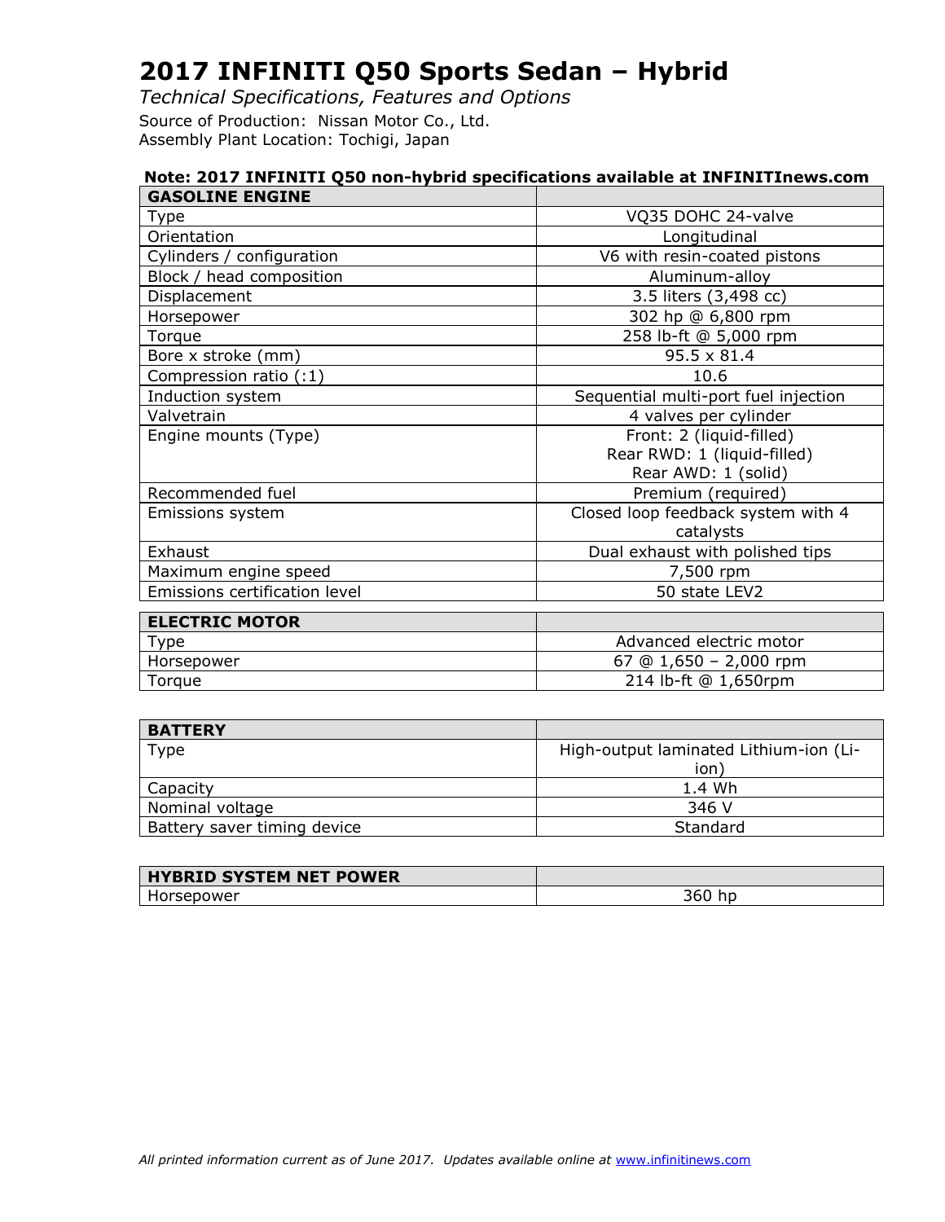# 2017 INFINITI Q50 Sports Sedan – Hybrid

*Technical Specifications, Features and Options*

Source of Production: Nissan Motor Co., Ltd.
Assembly Plant Location: Tochigi, Japan

**Note: 2017 INFINITI Q50 non-hybrid specifications available at INFINITInews.com**

| GASOLINE ENGINE | |
|---|---|
| Type | VQ35 DOHC 24-valve |
| Orientation | Longitudinal |
| Cylinders / configuration | V6 with resin-coated pistons |
| Block / head composition | Aluminum-alloy |
| Displacement | 3.5 liters (3,498 cc) |
| Horsepower | 302 hp @ 6,800 rpm |
| Torque | 258 lb-ft @ 5,000 rpm |
| Bore x stroke (mm) | 95.5 x 81.4 |
| Compression ratio (:1) | 10.6 |
| Induction system | Sequential multi-port fuel injection |
| Valvetrain | 4 valves per cylinder |
| Engine mounts (Type) | Front: 2 (liquid-filled)<br>Rear RWD: 1 (liquid-filled)<br>Rear AWD: 1 (solid) |
| Recommended fuel | Premium (required) |
| Emissions system | Closed loop feedback system with 4 catalysts |
| Exhaust | Dual exhaust with polished tips |
| Maximum engine speed | 7,500 rpm |
| Emissions certification level | 50 state LEV2 |

| ELECTRIC MOTOR | |
|---|---|
| Type | Advanced electric motor |
| Horsepower | 67 @ 1,650 – 2,000 rpm |
| Torque | 214 lb-ft @ 1,650rpm |

| BATTERY | |
|---|---|
| Type | High-output laminated Lithium-ion (Li-ion) |
| Capacity | 1.4 Wh |
| Nominal voltage | 346 V |
| Battery saver timing device | Standard |

| HYBRID SYSTEM NET POWER | |
|---|---|
| Horsepower | 360 hp |

*All printed information current as of June 2017. Updates available online at* [www.infinitinews.com](http://www.infinitinews.com)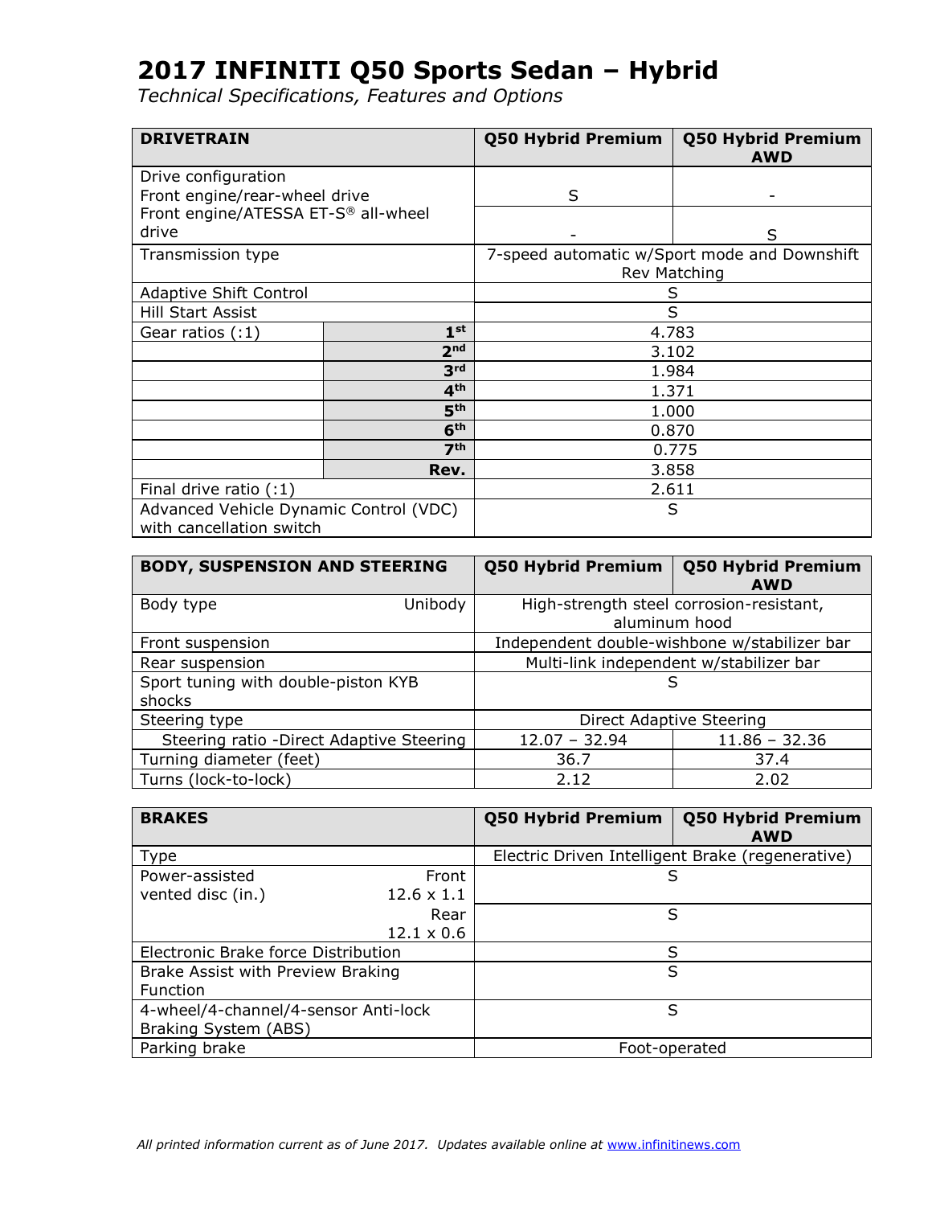# 2017 INFINITI Q50 Sports Sedan – Hybrid

*Technical Specifications, Features and Options*

| DRIVETRAIN | | Q50 Hybrid Premium | Q50 Hybrid Premium AWD |
|---|---|---|---|
| Drive configuration | | | |
| Front engine/rear-wheel drive | | S | - |
| Front engine/ATESSA ET-S® all-wheel drive | | - | S |
| Transmission type | | 7-speed automatic w/Sport mode and Downshift Rev Matching | |
| Adaptive Shift Control | | S | |
| Hill Start Assist | | S | |
| Gear ratios (:1) | 1st | 4.783 | |
| | 2nd | 3.102 | |
| | 3rd | 1.984 | |
| | 4th | 1.371 | |
| | 5th | 1.000 | |
| | 6th | 0.870 | |
| | 7th | 0.775 | |
| | Rev. | 3.858 | |
| Final drive ratio (:1) | | 2.611 | |
| Advanced Vehicle Dynamic Control (VDC) with cancellation switch | | S | |

| BODY, SUSPENSION AND STEERING | | Q50 Hybrid Premium | Q50 Hybrid Premium AWD |
|---|---|---|---|
| Body type | Unibody | High-strength steel corrosion-resistant, aluminum hood | |
| Front suspension | | Independent double-wishbone w/stabilizer bar | |
| Rear suspension | | Multi-link independent w/stabilizer bar | |
| Sport tuning with double-piston KYB shocks | | S | |
| Steering type | | Direct Adaptive Steering | |
| Steering ratio -Direct Adaptive Steering | | 12.07 – 32.94 | 11.86 – 32.36 |
| Turning diameter (feet) | | 36.7 | 37.4 |
| Turns (lock-to-lock) | | 2.12 | 2.02 |

| BRAKES | | Q50 Hybrid Premium | Q50 Hybrid Premium AWD |
|---|---|---|---|
| Type | | Electric Driven Intelligent Brake (regenerative) | |
| Power-assisted vented disc (in.) | Front 12.6 x 1.1 | S | |
| | Rear 12.1 x 0.6 | S | |
| Electronic Brake force Distribution | | S | |
| Brake Assist with Preview Braking Function | | S | |
| 4-wheel/4-channel/4-sensor Anti-lock Braking System (ABS) | | S | |
| Parking brake | | Foot-operated | |

*All printed information current as of June 2017. Updates available online at www.infinitinews.com*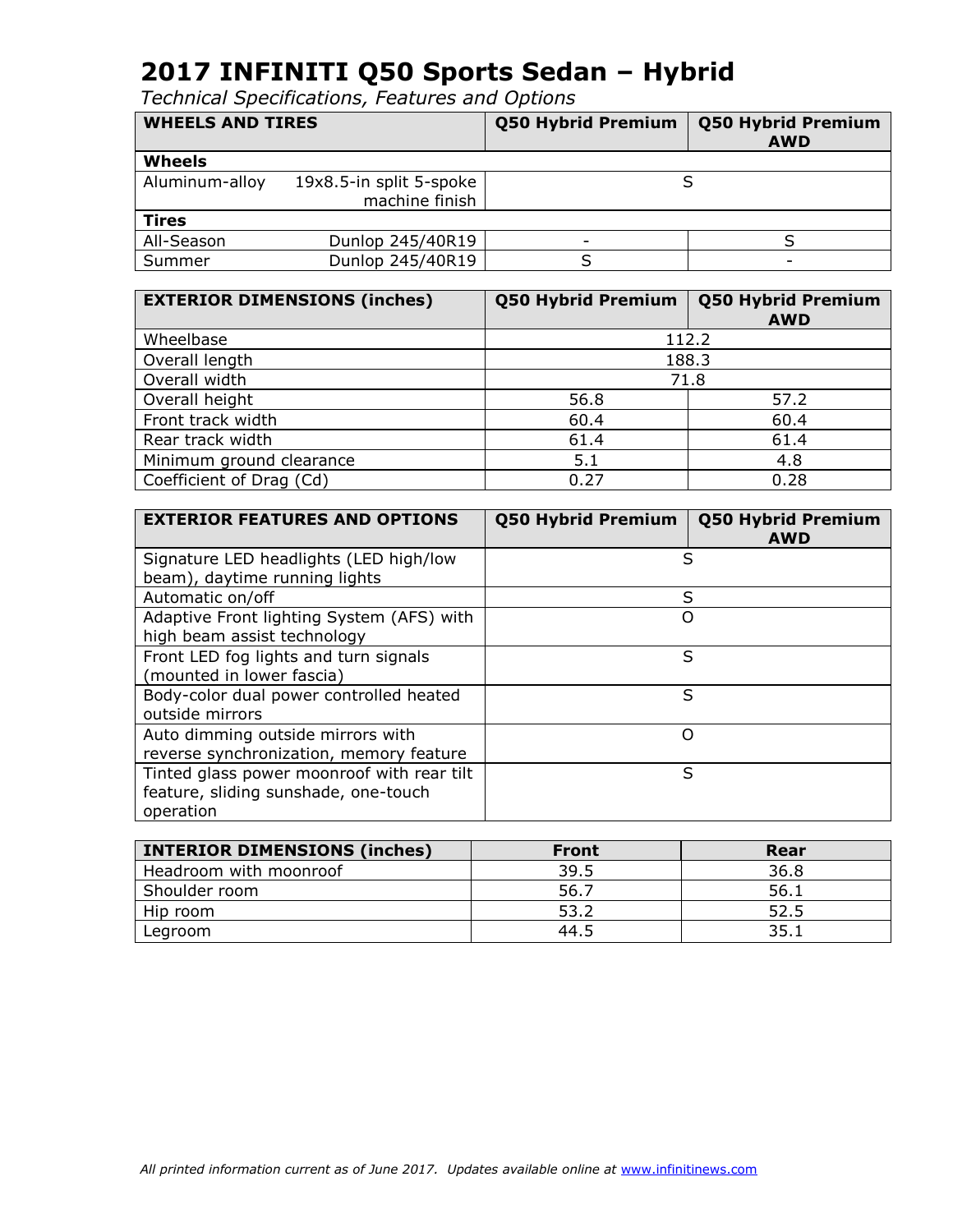# 2017 INFINITI Q50 Sports Sedan – Hybrid

*Technical Specifications, Features and Options*

| WHEELS AND TIRES | | Q50 Hybrid Premium | Q50 Hybrid Premium AWD |
|---|---|---|---|
| **Wheels** | | | |
| Aluminum-alloy | 19x8.5-in split 5-spoke machine finish | S | |
| **Tires** | | | |
| All-Season | Dunlop 245/40R19 | - | S |
| Summer | Dunlop 245/40R19 | S | - |

| EXTERIOR DIMENSIONS (inches) | Q50 Hybrid Premium | Q50 Hybrid Premium AWD |
|---|---|---|
| Wheelbase | 112.2 | |
| Overall length | 188.3 | |
| Overall width | 71.8 | |
| Overall height | 56.8 | 57.2 |
| Front track width | 60.4 | 60.4 |
| Rear track width | 61.4 | 61.4 |
| Minimum ground clearance | 5.1 | 4.8 |
| Coefficient of Drag (Cd) | 0.27 | 0.28 |

| EXTERIOR FEATURES AND OPTIONS | Q50 Hybrid Premium | Q50 Hybrid Premium AWD |
|---|---|---|
| Signature LED headlights (LED high/low beam), daytime running lights | S | |
| Automatic on/off | S | |
| Adaptive Front lighting System (AFS) with high beam assist technology | O | |
| Front LED fog lights and turn signals (mounted in lower fascia) | S | |
| Body-color dual power controlled heated outside mirrors | S | |
| Auto dimming outside mirrors with reverse synchronization, memory feature | O | |
| Tinted glass power moonroof with rear tilt feature, sliding sunshade, one-touch operation | S | |

| INTERIOR DIMENSIONS (inches) | Front | Rear |
|---|---|---|
| Headroom with moonroof | 39.5 | 36.8 |
| Shoulder room | 56.7 | 56.1 |
| Hip room | 53.2 | 52.5 |
| Legroom | 44.5 | 35.1 |

*All printed information current as of June 2017. Updates available online at www.infinitinews.com*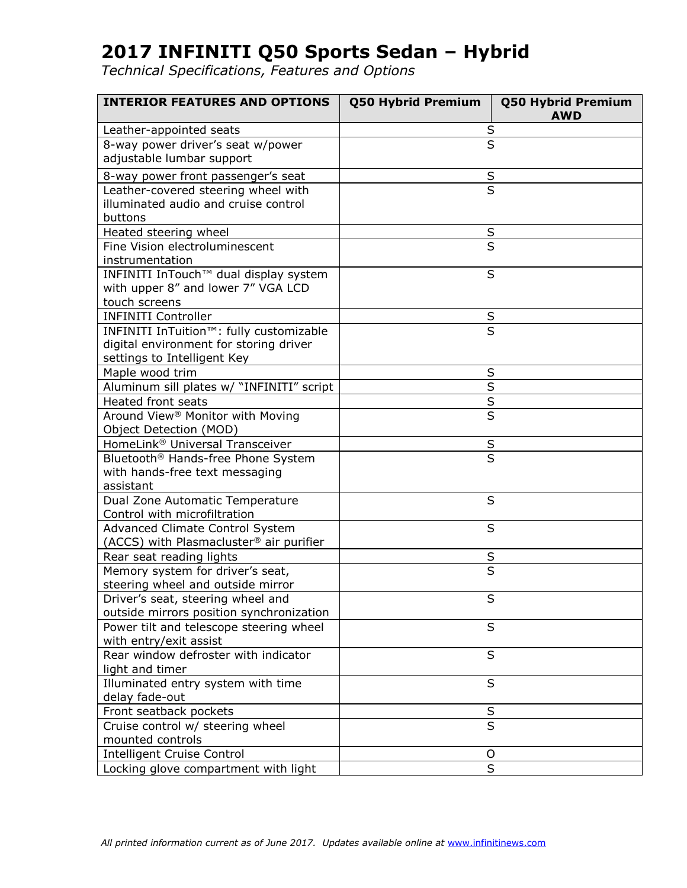# 2017 INFINITI Q50 Sports Sedan – Hybrid

*Technical Specifications, Features and Options*

| INTERIOR FEATURES AND OPTIONS | Q50 Hybrid Premium | Q50 Hybrid Premium AWD |
| --- | --- | --- |
| Leather-appointed seats | S | |
| 8-way power driver's seat w/power adjustable lumbar support | S | |
| 8-way power front passenger's seat | S | |
| Leather-covered steering wheel with illuminated audio and cruise control buttons | S | |
| Heated steering wheel | S | |
| Fine Vision electroluminescent instrumentation | S | |
| INFINITI InTouch™ dual display system with upper 8" and lower 7" VGA LCD touch screens | S | |
| INFINITI Controller | S | |
| INFINITI InTuition™: fully customizable digital environment for storing driver settings to Intelligent Key | S | |
| Maple wood trim | S | |
| Aluminum sill plates w/ "INFINITI" script | S | |
| Heated front seats | S | |
| Around View® Monitor with Moving Object Detection (MOD) | S | |
| HomeLink® Universal Transceiver | S | |
| Bluetooth® Hands-free Phone System with hands-free text messaging assistant | S | |
| Dual Zone Automatic Temperature Control with microfiltration | S | |
| Advanced Climate Control System (ACCS) with Plasmacluster® air purifier | S | |
| Rear seat reading lights | S | |
| Memory system for driver's seat, steering wheel and outside mirror | S | |
| Driver's seat, steering wheel and outside mirrors position synchronization | S | |
| Power tilt and telescope steering wheel with entry/exit assist | S | |
| Rear window defroster with indicator light and timer | S | |
| Illuminated entry system with time delay fade-out | S | |
| Front seatback pockets | S | |
| Cruise control w/ steering wheel mounted controls | S | |
| Intelligent Cruise Control | O | |
| Locking glove compartment with light | S | |

*All printed information current as of June 2017. Updates available online at www.infinitinews.com*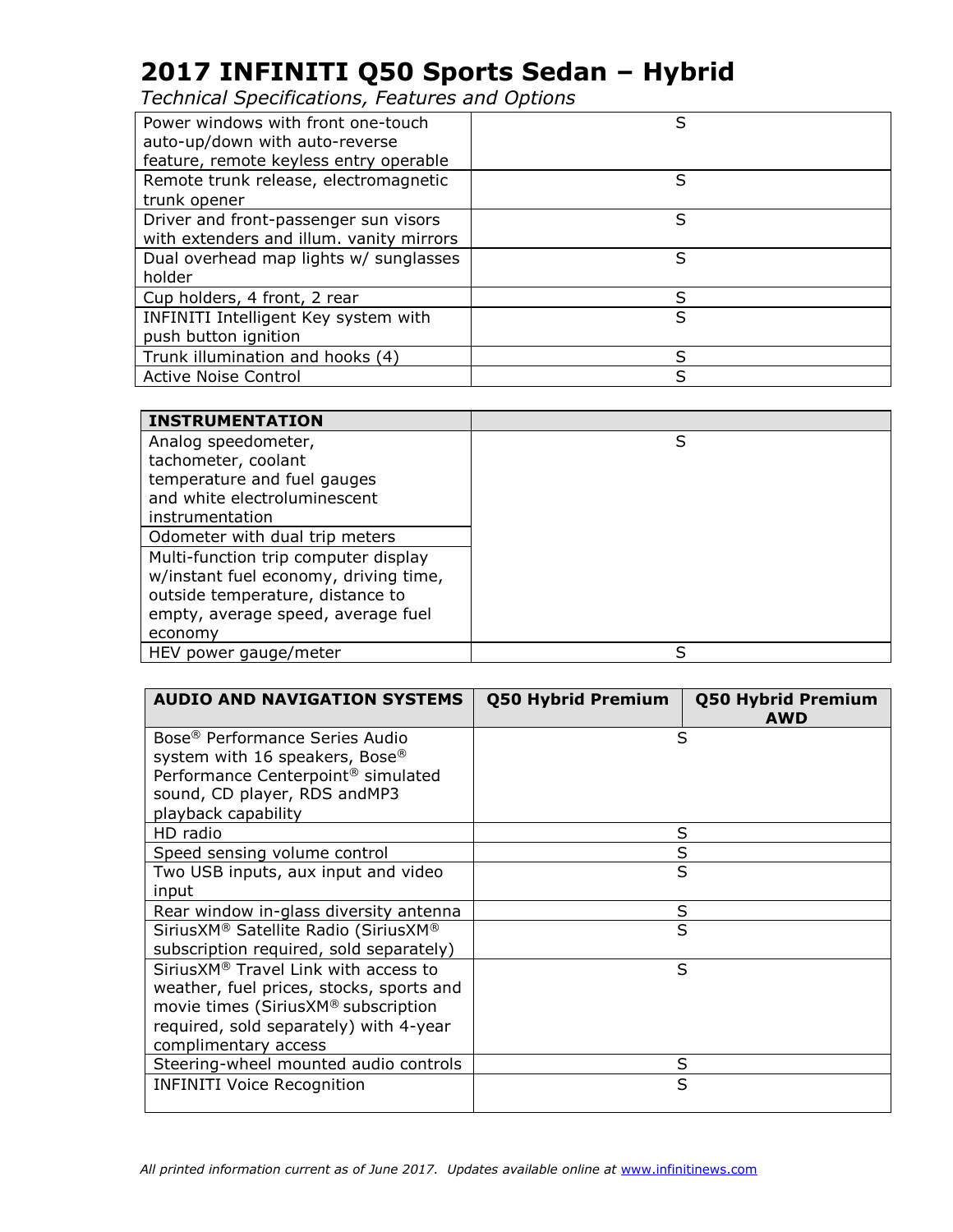# 2017 INFINITI Q50 Sports Sedan – Hybrid

*Technical Specifications, Features and Options*

| | |
|---|---|
| Power windows with front one-touch auto-up/down with auto-reverse feature, remote keyless entry operable | S |
| Remote trunk release, electromagnetic trunk opener | S |
| Driver and front-passenger sun visors with extenders and illum. vanity mirrors | S |
| Dual overhead map lights w/ sunglasses holder | S |
| Cup holders, 4 front, 2 rear | S |
| INFINITI Intelligent Key system with push button ignition | S |
| Trunk illumination and hooks (4) | S |
| Active Noise Control | S |

| INSTRUMENTATION | |
|---|---|
| Analog speedometer, tachometer, coolant temperature and fuel gauges and white electroluminescent instrumentation | S |
| Odometer with dual trip meters | |
| Multi-function trip computer display w/instant fuel economy, driving time, outside temperature, distance to empty, average speed, average fuel economy | |
| HEV power gauge/meter | S |

| AUDIO AND NAVIGATION SYSTEMS | Q50 Hybrid Premium | Q50 Hybrid Premium AWD |
|---|---|---|
| Bose® Performance Series Audio system with 16 speakers, Bose® Performance Centerpoint® simulated sound, CD player, RDS andMP3 playback capability | S | |
| HD radio | S | |
| Speed sensing volume control | S | |
| Two USB inputs, aux input and video input | S | |
| Rear window in-glass diversity antenna | S | |
| SiriusXM® Satellite Radio (SiriusXM® subscription required, sold separately) | S | |
| SiriusXM® Travel Link with access to weather, fuel prices, stocks, sports and movie times (SiriusXM® subscription required, sold separately) with 4-year complimentary access | S | |
| Steering-wheel mounted audio controls | S | |
| INFINITI Voice Recognition | S | |

*All printed information current as of June 2017. Updates available online at www.infinitinews.com*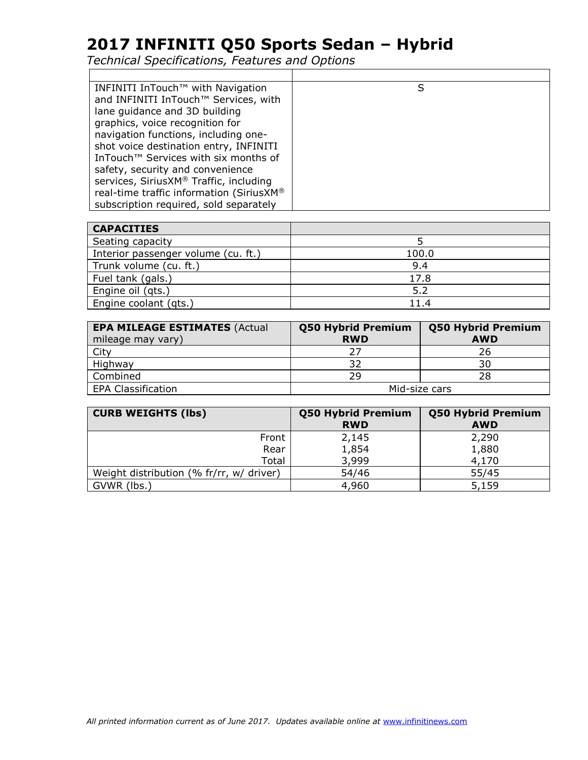# 2017 INFINITI Q50 Sports Sedan – Hybrid

*Technical Specifications, Features and Options*

| | |
|---|---|
| INFINITI InTouch™ with Navigation and INFINITI InTouch™ Services, with lane guidance and 3D building graphics, voice recognition for navigation functions, including one-shot voice destination entry, INFINITI InTouch™ Services with six months of safety, security and convenience services, SiriusXM® Traffic, including real-time traffic information (SiriusXM® subscription required, sold separately | S |

| **CAPACITIES** | |
|---|---|
| Seating capacity | 5 |
| Interior passenger volume (cu. ft.) | 100.0 |
| Trunk volume (cu. ft.) | 9.4 |
| Fuel tank (gals.) | 17.8 |
| Engine oil (qts.) | 5.2 |
| Engine coolant (qts.) | 11.4 |

| **EPA MILEAGE ESTIMATES** (Actual mileage may vary) | **Q50 Hybrid Premium RWD** | **Q50 Hybrid Premium AWD** |
|---|---|---|
| City | 27 | 26 |
| Highway | 32 | 30 |
| Combined | 29 | 28 |
| EPA Classification | Mid-size cars | |

| **CURB WEIGHTS (lbs)** | **Q50 Hybrid Premium RWD** | **Q50 Hybrid Premium AWD** |
|---|---|---|
| Front | 2,145 | 2,290 |
| Rear | 1,854 | 1,880 |
| Total | 3,999 | 4,170 |
| Weight distribution (% fr/rr, w/ driver) | 54/46 | 55/45 |
| GVWR (lbs.) | 4,960 | 5,159 |

*All printed information current as of June 2017. Updates available online at www.infinitinews.com*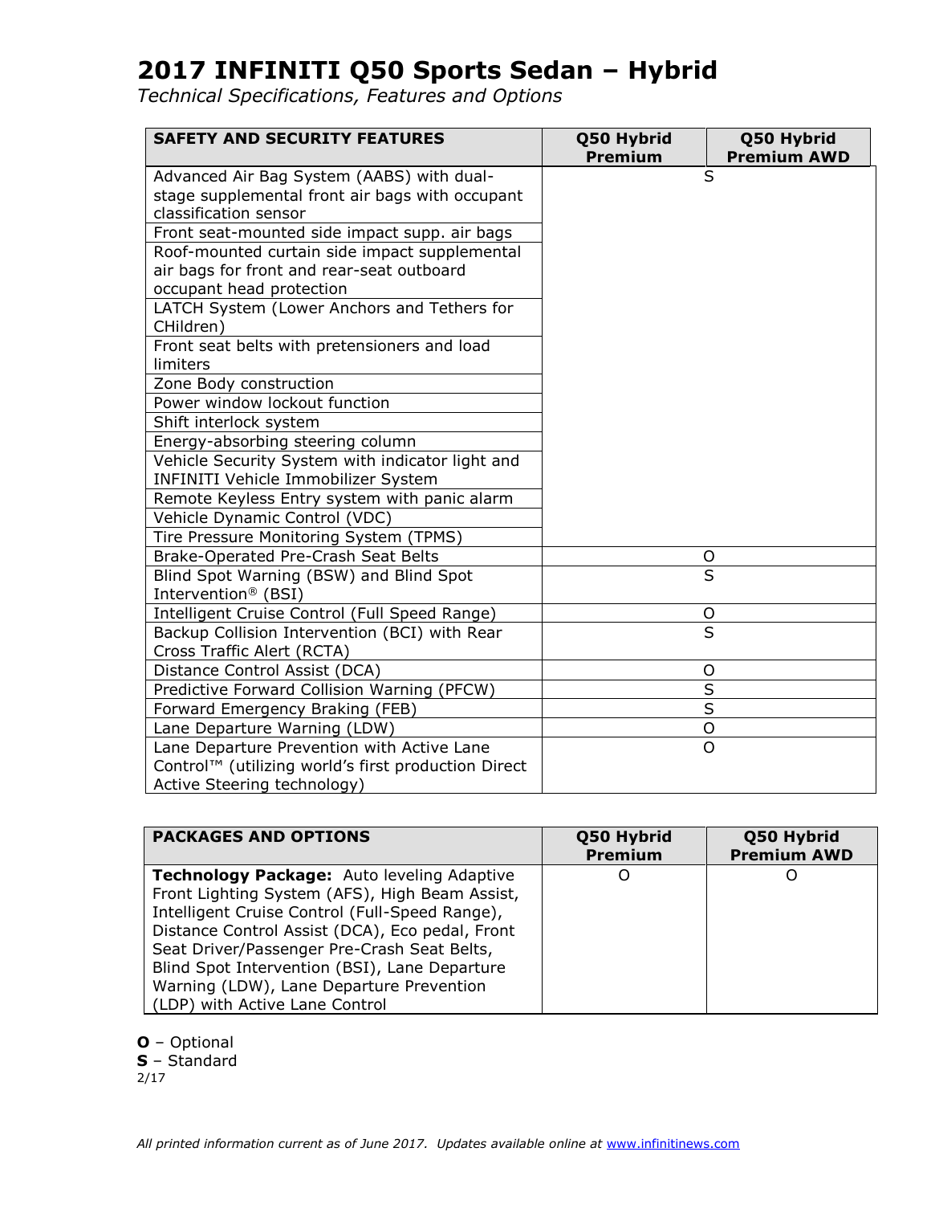# 2017 INFINITI Q50 Sports Sedan – Hybrid

*Technical Specifications, Features and Options*

| SAFETY AND SECURITY FEATURES | Q50 Hybrid Premium | Q50 Hybrid Premium AWD |
|---|---|---|
| Advanced Air Bag System (AABS) with dual-stage supplemental front air bags with occupant classification sensor | S | |
| Front seat-mounted side impact supp. air bags | | |
| Roof-mounted curtain side impact supplemental air bags for front and rear-seat outboard occupant head protection | | |
| LATCH System (Lower Anchors and Tethers for CHildren) | | |
| Front seat belts with pretensioners and load limiters | | |
| Zone Body construction | | |
| Power window lockout function | | |
| Shift interlock system | | |
| Energy-absorbing steering column | | |
| Vehicle Security System with indicator light and INFINITI Vehicle Immobilizer System | | |
| Remote Keyless Entry system with panic alarm | | |
| Vehicle Dynamic Control (VDC) | | |
| Tire Pressure Monitoring System (TPMS) | | |
| Brake-Operated Pre-Crash Seat Belts | O | |
| Blind Spot Warning (BSW) and Blind Spot Intervention® (BSI) | S | |
| Intelligent Cruise Control (Full Speed Range) | O | |
| Backup Collision Intervention (BCI) with Rear Cross Traffic Alert (RCTA) | S | |
| Distance Control Assist (DCA) | O | |
| Predictive Forward Collision Warning (PFCW) | S | |
| Forward Emergency Braking (FEB) | S | |
| Lane Departure Warning (LDW) | O | |
| Lane Departure Prevention with Active Lane Control™ (utilizing world's first production Direct Active Steering technology) | O | |

| PACKAGES AND OPTIONS | Q50 Hybrid Premium | Q50 Hybrid Premium AWD |
|---|---|---|
| **Technology Package:** Auto leveling Adaptive Front Lighting System (AFS), High Beam Assist, Intelligent Cruise Control (Full-Speed Range), Distance Control Assist (DCA), Eco pedal, Front Seat Driver/Passenger Pre-Crash Seat Belts, Blind Spot Intervention (BSI), Lane Departure Warning (LDW), Lane Departure Prevention (LDP) with Active Lane Control | O | O |

**O** – Optional
**S** – Standard
2/17

*All printed information current as of June 2017. Updates available online at www.infinitinews.com*